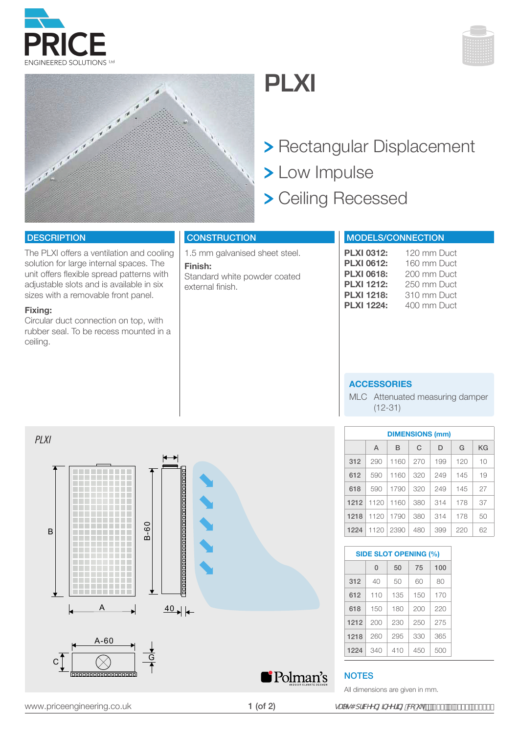# PLXI

> Rectangular Displacement
> Low Impulse
> Ceiling Recessed

## DESCRIPTION

The PLXI offers a ventilation and cooling solution for large internal spaces. The unit offers flexible spread patterns with adjustable slots and is available in six sizes with a removable front panel.

**Fixing:**
Circular duct connection on top, with rubber seal. To be recess mounted in a ceiling.

## CONSTRUCTION

1.5 mm galvanised sheet steel.

**Finish:**
Standard white powder coated external finish.

## MODELS/CONNECTION

| | |
|---|---|
| **PLXI 0312:** | 120 mm Duct |
| **PLXI 0612:** | 160 mm Duct |
| **PLXI 0618:** | 200 mm Duct |
| **PLXI 1212:** | 250 mm Duct |
| **PLXI 1218:** | 310 mm Duct |
| **PLXI 1224:** | 400 mm Duct |

## ACCESSORIES

MLC Attenuated measuring damper (12-31)

*PLXI*

## DIMENSIONS (mm)

| | A | B | C | D | G | KG |
|---|---|---|---|---|---|---|
| 312 | 290 | 1160 | 270 | 199 | 120 | 10 |
| 612 | 590 | 1160 | 320 | 249 | 145 | 19 |
| 618 | 590 | 1790 | 320 | 249 | 145 | 27 |
| 1212 | 1120 | 1160 | 380 | 314 | 178 | 37 |
| 1218 | 1120 | 1790 | 380 | 314 | 178 | 50 |
| 1224 | 1120 | 2390 | 480 | 399 | 220 | 62 |

## SIDE SLOT OPENING (%)

| | 0 | 50 | 75 | 100 |
|---|---|---|---|---|
| 312 | 40 | 50 | 60 | 80 |
| 612 | 110 | 135 | 150 | 170 |
| 618 | 150 | 180 | 200 | 220 |
| 1212 | 200 | 230 | 250 | 275 |
| 1218 | 260 | 295 | 330 | 365 |
| 1224 | 340 | 410 | 450 | 500 |

## NOTES

All dimensions are given in mm.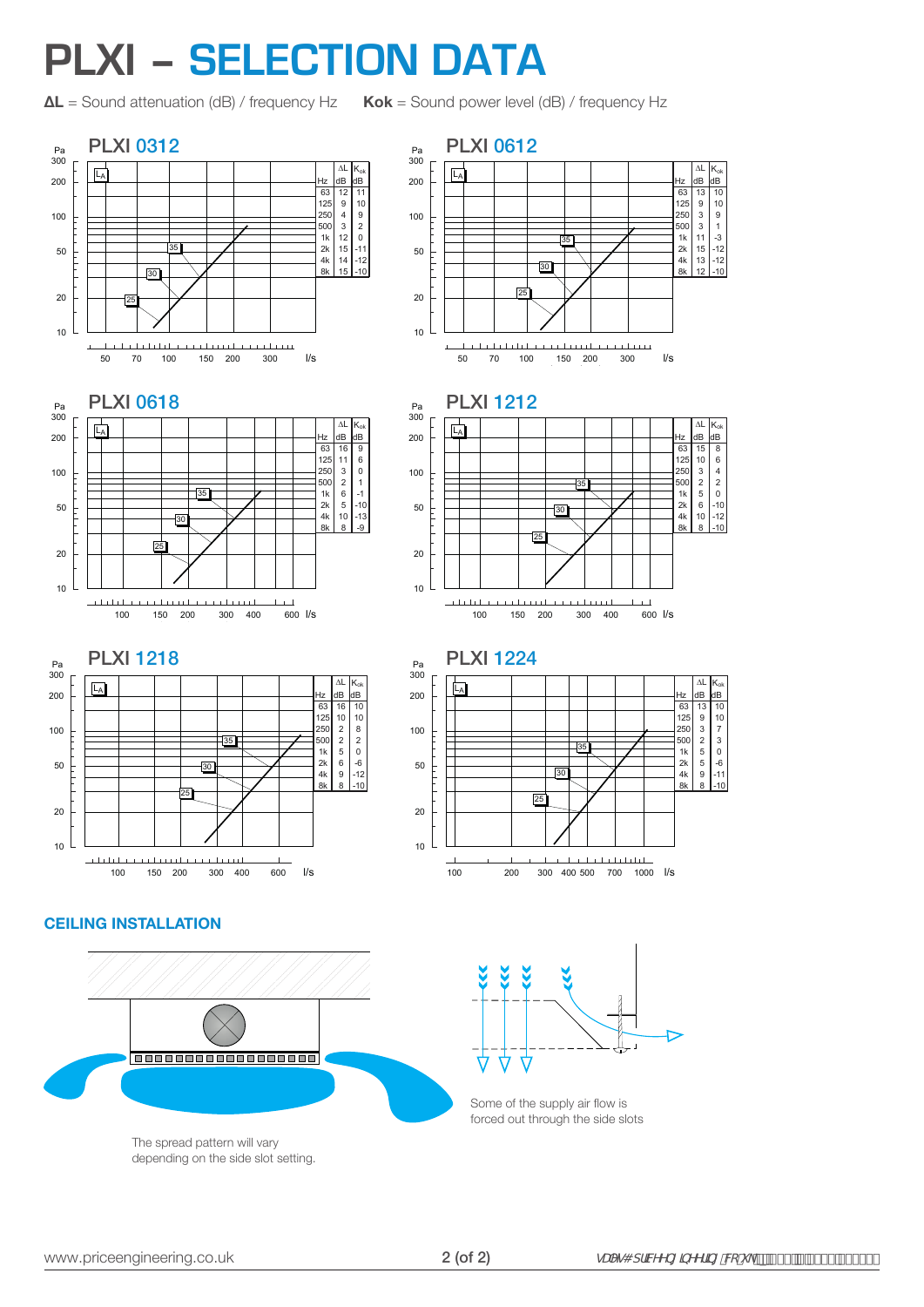# PLXI – SELECTION DATA

**ΔL** = Sound attenuation (dB) / frequency Hz **Kok** = Sound power level (dB) / frequency Hz

## PLXI 0312

Pa
300
200
100
50
20
10

$L_A$

35
30
25

50 70 100 150 200 300 l/s

| Hz | ΔL dB | $K_{ok}$ dB |
|---|---|---|
| 63 | 12 | 11 |
| 125 | 9 | 10 |
| 250 | 4 | 9 |
| 500 | 3 | 2 |
| 1k | 12 | 0 |
| 2k | 15 | -11 |
| 4k | 14 | -12 |
| 8k | 15 | -10 |

## PLXI 0612

Pa
300
200
100
50
20
10

$L_A$

35
30
25

50 70 100 150 200 300 l/s

| Hz | ΔL dB | $K_{ok}$ dB |
|---|---|---|
| 63 | 13 | 10 |
| 125 | 9 | 10 |
| 250 | 3 | 9 |
| 500 | 3 | 1 |
| 1k | 11 | -3 |
| 2k | 15 | -12 |
| 4k | 13 | -12 |
| 8k | 12 | -10 |

## PLXI 0618

Pa
300
200
100
50
20
10

$L_A$

35
30
25

100 150 200 300 400 600 l/s

| Hz | ΔL dB | $K_{ok}$ dB |
|---|---|---|
| 63 | 16 | 9 |
| 125 | 11 | 6 |
| 250 | 3 | 0 |
| 500 | 2 | 1 |
| 1k | 6 | -1 |
| 2k | 5 | -10 |
| 4k | 10 | -13 |
| 8k | 8 | -9 |

## PLXI 1212

Pa
300
200
100
50
20
10

$L_A$

35
30
25

100 150 200 300 400 600 l/s

| Hz | ΔL dB | $K_{ok}$ dB |
|---|---|---|
| 63 | 15 | 8 |
| 125 | 10 | 6 |
| 250 | 3 | 4 |
| 500 | 2 | 2 |
| 1k | 5 | 0 |
| 2k | 6 | -10 |
| 4k | 10 | -12 |
| 8k | 8 | -10 |

## PLXI 1218

Pa
300
200
100
50
20
10

$L_A$

35
30
25

100 150 200 300 400 600 l/s

| Hz | ΔL dB | $K_{ok}$ dB |
|---|---|---|
| 63 | 16 | 10 |
| 125 | 10 | 10 |
| 250 | 2 | 8 |
| 500 | 2 | 2 |
| 1k | 5 | 0 |
| 2k | 6 | -6 |
| 4k | 9 | -12 |
| 8k | 8 | -10 |

## PLXI 1224

Pa
300
200
100
50
20
10

$L_A$

35
30
25

100 200 300 400 500 700 1000 l/s

| Hz | ΔL dB | $K_{ok}$ dB |
|---|---|---|
| 63 | 13 | 10 |
| 125 | 9 | 10 |
| 250 | 3 | 7 |
| 500 | 2 | 3 |
| 1k | 5 | 0 |
| 2k | 5 | -6 |
| 4k | 9 | -11 |
| 8k | 8 | -10 |

## CEILING INSTALLATION

The spread pattern will vary depending on the side slot setting.

Some of the supply air flow is forced out through the side slots

www.priceengineering.co.uk